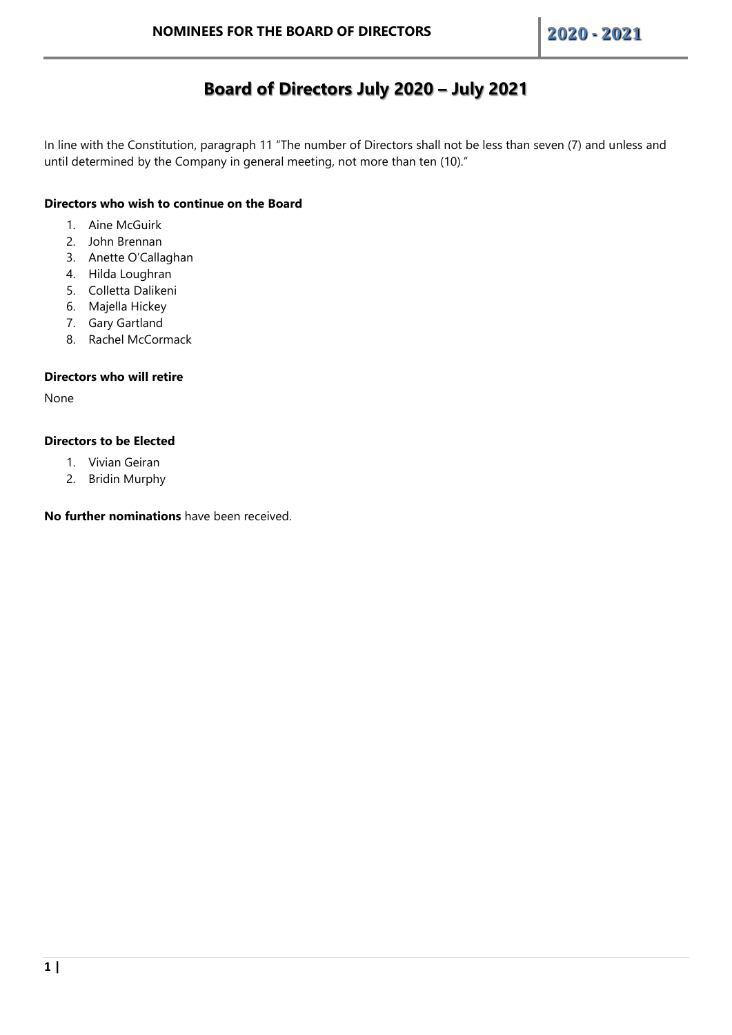# Board of Directors July 2020 – July 2021

In line with the Constitution, paragraph 11 "The number of Directors shall not be less than seven (7) and unless and until determined by the Company in general meeting, not more than ten (10)."

**Directors who wish to continue on the Board**

1. Aine McGuirk
2. John Brennan
3. Anette O'Callaghan
4. Hilda Loughran
5. Colletta Dalikeni
6. Majella Hickey
7. Gary Gartland
8. Rachel McCormack

**Directors who will retire**

None

**Directors to be Elected**

1. Vivian Geiran
2. Bridin Murphy

**No further nominations** have been received.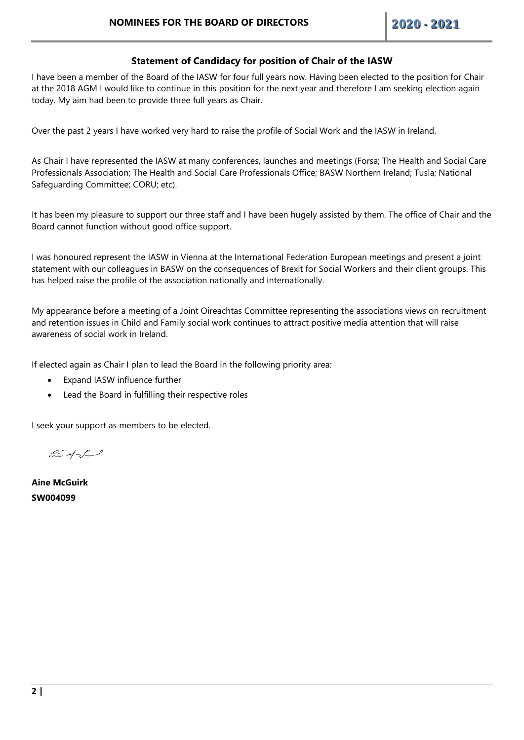### Statement of Candidacy for position of Chair of the IASW

I have been a member of the Board of the IASW for four full years now. Having been elected to the position for Chair at the 2018 AGM I would like to continue in this position for the next year and therefore I am seeking election again today. My aim had been to provide three full years as Chair.

Over the past 2 years I have worked very hard to raise the profile of Social Work and the IASW in Ireland.

As Chair I have represented the IASW at many conferences, launches and meetings (Forsa; The Health and Social Care Professionals Association; The Health and Social Care Professionals Office; BASW Northern Ireland; Tusla; National Safeguarding Committee; CORU; etc).

It has been my pleasure to support our three staff and I have been hugely assisted by them. The office of Chair and the Board cannot function without good office support.

I was honoured represent the IASW in Vienna at the International Federation European meetings and present a joint statement with our colleagues in BASW on the consequences of Brexit for Social Workers and their client groups. This has helped raise the profile of the association nationally and internationally.

My appearance before a meeting of a Joint Oireachtas Committee representing the associations views on recruitment and retention issues in Child and Family social work continues to attract positive media attention that will raise awareness of social work in Ireland.

If elected again as Chair I plan to lead the Board in the following priority area:

- Expand IASW influence further
- Lead the Board in fulfilling their respective roles

I seek your support as members to be elected.

**Aine McGuirk**
**SW004099**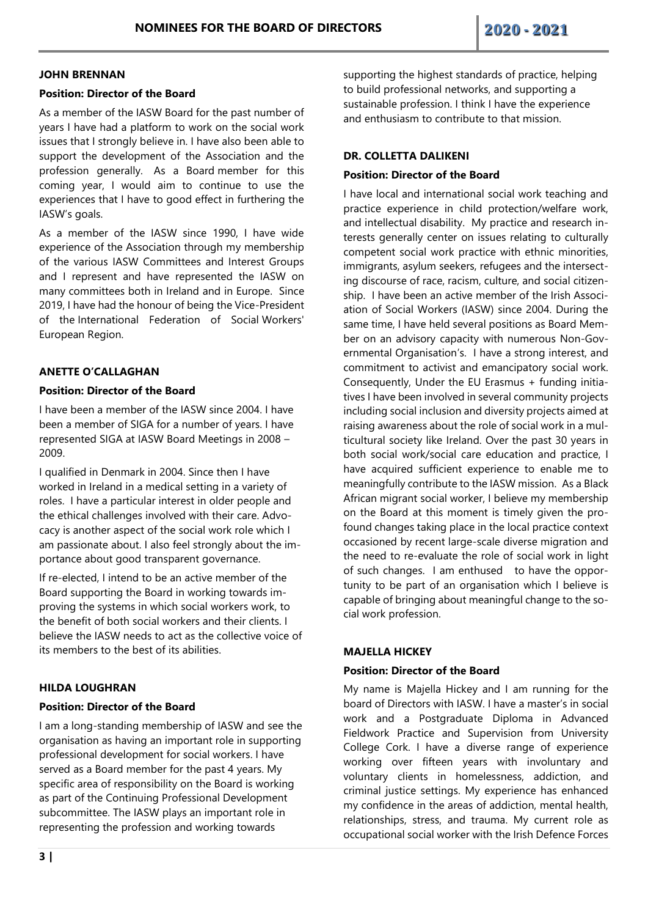## JOHN BRENNAN

**Position: Director of the Board**

As a member of the IASW Board for the past number of years I have had a platform to work on the social work issues that I strongly believe in. I have also been able to support the development of the Association and the profession generally. As a Board member for this coming year, I would aim to continue to use the experiences that I have to good effect in furthering the IASW's goals.

As a member of the IASW since 1990, I have wide experience of the Association through my membership of the various IASW Committees and Interest Groups and I represent and have represented the IASW on many committees both in Ireland and in Europe. Since 2019, I have had the honour of being the Vice-President of the International Federation of Social Workers' European Region.

## ANETTE O'CALLAGHAN

**Position: Director of the Board**

I have been a member of the IASW since 2004. I have been a member of SIGA for a number of years. I have represented SIGA at IASW Board Meetings in 2008 – 2009.

I qualified in Denmark in 2004. Since then I have worked in Ireland in a medical setting in a variety of roles. I have a particular interest in older people and the ethical challenges involved with their care. Advocacy is another aspect of the social work role which I am passionate about. I also feel strongly about the importance about good transparent governance.

If re-elected, I intend to be an active member of the Board supporting the Board in working towards improving the systems in which social workers work, to the benefit of both social workers and their clients. I believe the IASW needs to act as the collective voice of its members to the best of its abilities.

## HILDA LOUGHRAN

**Position: Director of the Board**

I am a long-standing membership of IASW and see the organisation as having an important role in supporting professional development for social workers. I have served as a Board member for the past 4 years. My specific area of responsibility on the Board is working as part of the Continuing Professional Development subcommittee. The IASW plays an important role in representing the profession and working towards supporting the highest standards of practice, helping to build professional networks, and supporting a sustainable profession. I think I have the experience and enthusiasm to contribute to that mission.

## DR. COLLETTA DALIKENI

**Position: Director of the Board**

I have local and international social work teaching and practice experience in child protection/welfare work, and intellectual disability. My practice and research interests generally center on issues relating to culturally competent social work practice with ethnic minorities, immigrants, asylum seekers, refugees and the intersecting discourse of race, racism, culture, and social citizenship. I have been an active member of the Irish Association of Social Workers (IASW) since 2004. During the same time, I have held several positions as Board Member on an advisory capacity with numerous Non-Governmental Organisation's. I have a strong interest, and commitment to activist and emancipatory social work. Consequently, Under the EU Erasmus + funding initiatives I have been involved in several community projects including social inclusion and diversity projects aimed at raising awareness about the role of social work in a multicultural society like Ireland. Over the past 30 years in both social work/social care education and practice, I have acquired sufficient experience to enable me to meaningfully contribute to the IASW mission. As a Black African migrant social worker, I believe my membership on the Board at this moment is timely given the profound changes taking place in the local practice context occasioned by recent large-scale diverse migration and the need to re-evaluate the role of social work in light of such changes. I am enthused to have the opportunity to be part of an organisation which I believe is capable of bringing about meaningful change to the social work profession.

## MAJELLA HICKEY

**Position: Director of the Board**

My name is Majella Hickey and I am running for the board of Directors with IASW. I have a master's in social work and a Postgraduate Diploma in Advanced Fieldwork Practice and Supervision from University College Cork. I have a diverse range of experience working over fifteen years with involuntary and voluntary clients in homelessness, addiction, and criminal justice settings. My experience has enhanced my confidence in the areas of addiction, mental health, relationships, stress, and trauma. My current role as occupational social worker with the Irish Defence Forces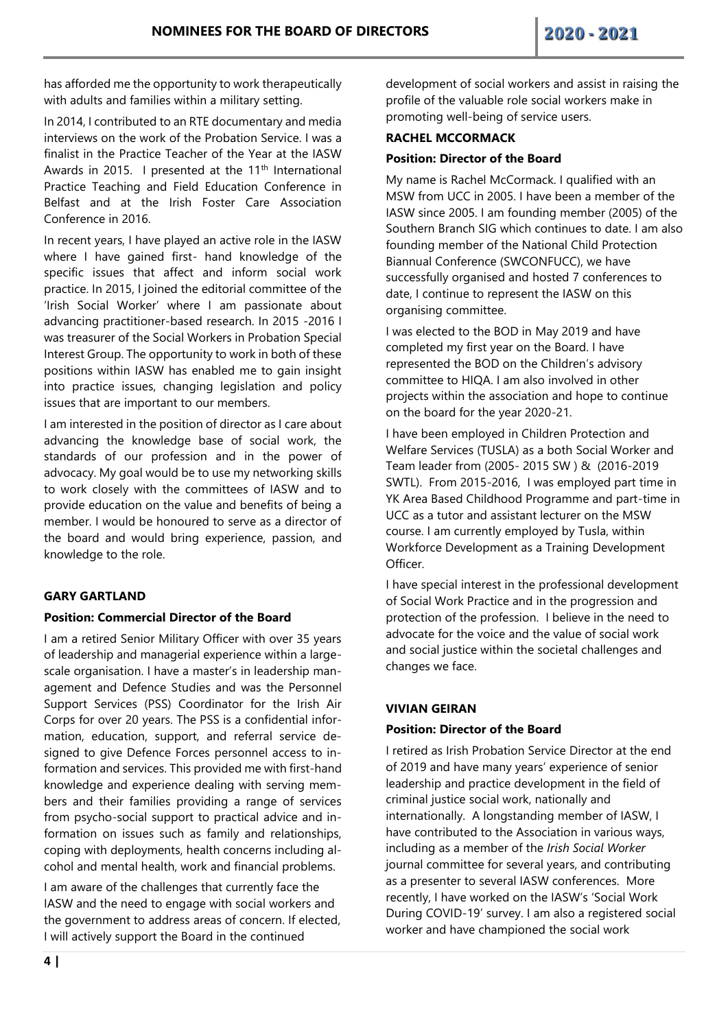has afforded me the opportunity to work therapeutically with adults and families within a military setting.

In 2014, I contributed to an RTE documentary and media interviews on the work of the Probation Service. I was a finalist in the Practice Teacher of the Year at the IASW Awards in 2015. I presented at the 11th International Practice Teaching and Field Education Conference in Belfast and at the Irish Foster Care Association Conference in 2016.

In recent years, I have played an active role in the IASW where I have gained first- hand knowledge of the specific issues that affect and inform social work practice. In 2015, I joined the editorial committee of the 'Irish Social Worker' where I am passionate about advancing practitioner-based research. In 2015 -2016 I was treasurer of the Social Workers in Probation Special Interest Group. The opportunity to work in both of these positions within IASW has enabled me to gain insight into practice issues, changing legislation and policy issues that are important to our members.

I am interested in the position of director as I care about advancing the knowledge base of social work, the standards of our profession and in the power of advocacy. My goal would be to use my networking skills to work closely with the committees of IASW and to provide education on the value and benefits of being a member. I would be honoured to serve as a director of the board and would bring experience, passion, and knowledge to the role.

### GARY GARTLAND

**Position: Commercial Director of the Board**

I am a retired Senior Military Officer with over 35 years of leadership and managerial experience within a large-scale organisation. I have a master's in leadership management and Defence Studies and was the Personnel Support Services (PSS) Coordinator for the Irish Air Corps for over 20 years. The PSS is a confidential information, education, support, and referral service designed to give Defence Forces personnel access to information and services. This provided me with first-hand knowledge and experience dealing with serving members and their families providing a range of services from psycho-social support to practical advice and information on issues such as family and relationships, coping with deployments, health concerns including alcohol and mental health, work and financial problems.

I am aware of the challenges that currently face the IASW and the need to engage with social workers and the government to address areas of concern. If elected, I will actively support the Board in the continued development of social workers and assist in raising the profile of the valuable role social workers make in promoting well-being of service users.

### RACHEL MCCORMACK

**Position: Director of the Board**

My name is Rachel McCormack. I qualified with an MSW from UCC in 2005. I have been a member of the IASW since 2005. I am founding member (2005) of the Southern Branch SIG which continues to date. I am also founding member of the National Child Protection Biannual Conference (SWCONFUCC), we have successfully organised and hosted 7 conferences to date, I continue to represent the IASW on this organising committee.

I was elected to the BOD in May 2019 and have completed my first year on the Board. I have represented the BOD on the Children's advisory committee to HIQA. I am also involved in other projects within the association and hope to continue on the board for the year 2020-21.

I have been employed in Children Protection and Welfare Services (TUSLA) as a both Social Worker and Team leader from (2005- 2015 SW ) & (2016-2019 SWTL). From 2015-2016, I was employed part time in YK Area Based Childhood Programme and part-time in UCC as a tutor and assistant lecturer on the MSW course. I am currently employed by Tusla, within Workforce Development as a Training Development Officer.

I have special interest in the professional development of Social Work Practice and in the progression and protection of the profession. I believe in the need to advocate for the voice and the value of social work and social justice within the societal challenges and changes we face.

### VIVIAN GEIRAN

**Position: Director of the Board**

I retired as Irish Probation Service Director at the end of 2019 and have many years' experience of senior leadership and practice development in the field of criminal justice social work, nationally and internationally. A longstanding member of IASW, I have contributed to the Association in various ways, including as a member of the *Irish Social Worker* journal committee for several years, and contributing as a presenter to several IASW conferences. More recently, I have worked on the IASW's 'Social Work During COVID-19' survey. I am also a registered social worker and have championed the social work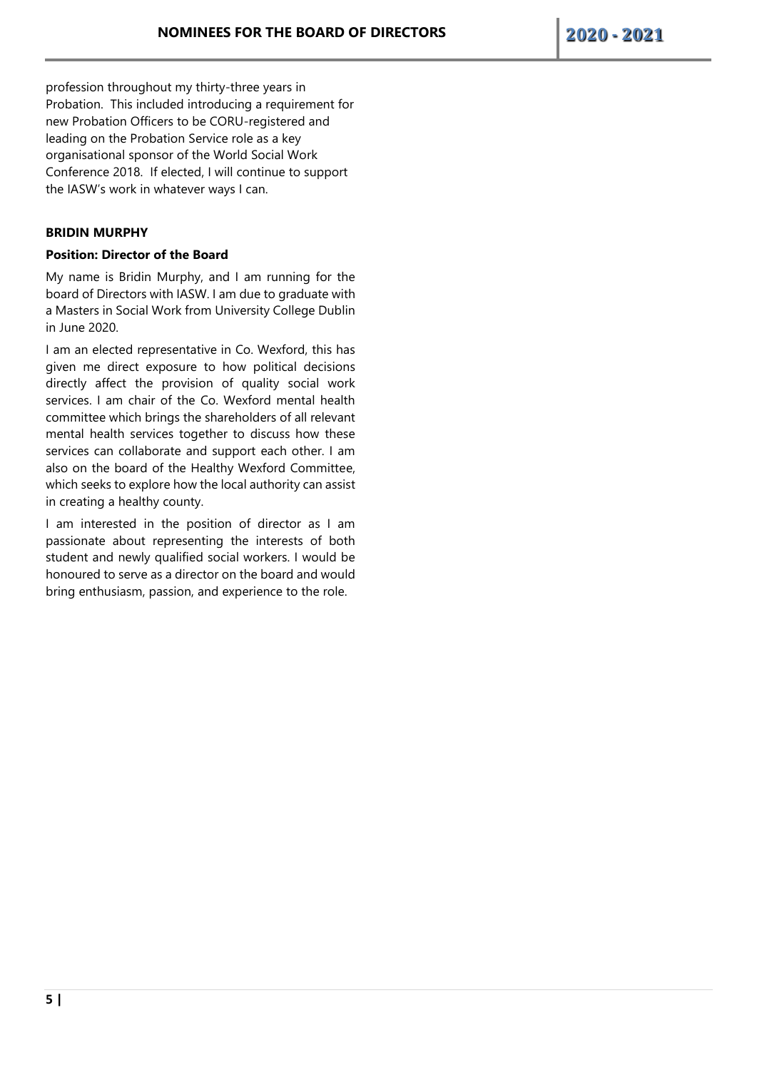profession throughout my thirty-three years in Probation. This included introducing a requirement for new Probation Officers to be CORU-registered and leading on the Probation Service role as a key organisational sponsor of the World Social Work Conference 2018. If elected, I will continue to support the IASW's work in whatever ways I can.

### BRIDIN MURPHY

**Position: Director of the Board**

My name is Bridin Murphy, and I am running for the board of Directors with IASW. I am due to graduate with a Masters in Social Work from University College Dublin in June 2020.

I am an elected representative in Co. Wexford, this has given me direct exposure to how political decisions directly affect the provision of quality social work services. I am chair of the Co. Wexford mental health committee which brings the shareholders of all relevant mental health services together to discuss how these services can collaborate and support each other. I am also on the board of the Healthy Wexford Committee, which seeks to explore how the local authority can assist in creating a healthy county.

I am interested in the position of director as I am passionate about representing the interests of both student and newly qualified social workers. I would be honoured to serve as a director on the board and would bring enthusiasm, passion, and experience to the role.